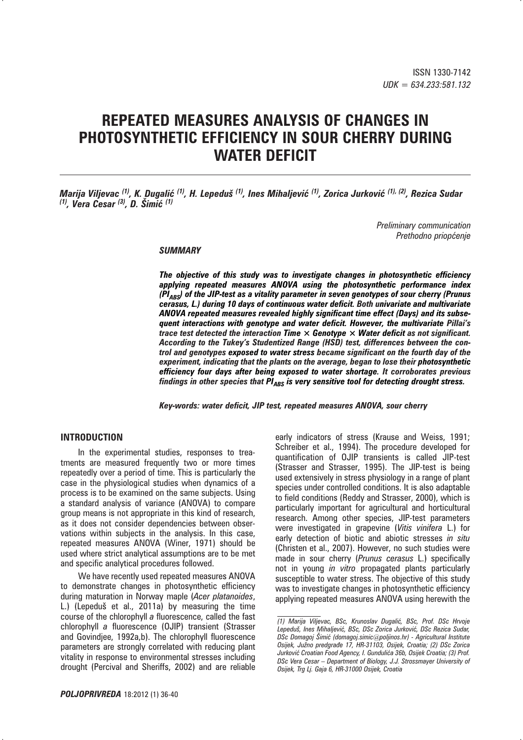ISSN 1330-7142
*UDK = 634.233:581.132*

# REPEATED MEASURES ANALYSIS OF CHANGES IN PHOTOSYNTHETIC EFFICIENCY IN SOUR CHERRY DURING WATER DEFICIT

***Marija Viljevac*** [(1)]***, K. Dugalić*** [(1)]***, H. Lepeduš*** [(1)]***, Ines Mihaljević*** [(1)]***, Zorica Jurković*** [(1), (2)]***, Rezica Sudar*** [(1)]***, Vera Cesar*** [(3)]***, D. Šimić*** [(1)]

*Preliminary communication*
*Prethodno priopćenje*

### *SUMMARY*

***The objective of this study was to investigate changes in photosynthetic efficiency applying repeated measures ANOVA using the photosynthetic performance index ($PI_{ABS}$) of the JIP-test as a vitality parameter in seven genotypes of sour cherry (Prunus cerasus, L.) during 10 days of continuous water deficit. Both univariate and multivariate ANOVA repeated measures revealed highly significant time effect (Days) and its subsequent interactions with genotype and water deficit. However, the multivariate Pillai's trace test detected the interaction Time × Genotype × Water deficit as not significant. According to the Tukey's Studentized Range (HSD) test, differences between the control and genotypes exposed to water stress became significant on the fourth day of the experiment, indicating that the plants on the average, began to lose their photosynthetic efficiency four days after being exposed to water shortage. It corroborates previous findings in other species that $PI_{ABS}$ is very sensitive tool for detecting drought stress.***

***Key-words: water deficit, JIP test, repeated measures ANOVA, sour cherry***

## INTRODUCTION

In the experimental studies, responses to treatments are measured frequently two or more times repeatedly over a period of time. This is particularly the case in the physiological studies when dynamics of a process is to be examined on the same subjects. Using a standard analysis of variance (ANOVA) to compare group means is not appropriate in this kind of research, as it does not consider dependencies between observations within subjects in the analysis. In this case, repeated measures ANOVA (Winer, 1971) should be used where strict analytical assumptions are to be met and specific analytical procedures followed.

We have recently used repeated measures ANOVA to demonstrate changes in photosynthetic efficiency during maturation in Norway maple (*Acer platanoides*, L.) (Lepeduš et al., 2011a) by measuring the time course of the chlorophyll *a* fluorescence, called the fast chlorophyll *a* fluorescence (OJIP) transient (Strasser and Govindjee, 1992a,b). The chlorophyll fluorescence parameters are strongly correlated with reducing plant vitality in response to environmental stresses including drought (Percival and Sheriffs, 2002) and are reliable early indicators of stress (Krause and Weiss, 1991; Schreiber et al., 1994). The procedure developed for quantification of OJIP transients is called JIP-test (Strasser and Strasser, 1995). The JIP-test is being used extensively in stress physiology in a range of plant species under controlled conditions. It is also adaptable to field conditions (Reddy and Strasser, 2000), which is particularly important for agricultural and horticultural research. Among other species, JIP-test parameters were investigated in grapevine (*Vitis vinifera* L.) for early detection of biotic and abiotic stresses *in situ* (Christen et al., 2007). However, no such studies were made in sour cherry (*Prunus cerasus* L.) specifically not in young *in vitro* propagated plants particularly susceptible to water stress. The objective of this study was to investigate changes in photosynthetic efficiency applying repeated measures ANOVA using herewith the

---

*(1) Marija Viljevac, BSc, Krunoslav Dugalić, BSc, Prof. DSc Hrvoje Lepeduš, Ines Mihaljević, BSc, DSc Zorica Jurković, DSc Rezica Sudar, DSc Domagoj Šimić (domagoj.simic@poljinos.hr) - Agricultural Institute Osijek, Južno predgrađe 17, HR-31103, Osijek, Croatia; (2) DSc Zorica Jurković Croatian Food Agency, I. Gundulića 36b, Osijek Croatia; (3) Prof. DSc Vera Cesar – Department of Biology, J.J. Strossmayer University of Osijek, Trg Lj. Gaja 6, HR-31000 Osijek, Croatia*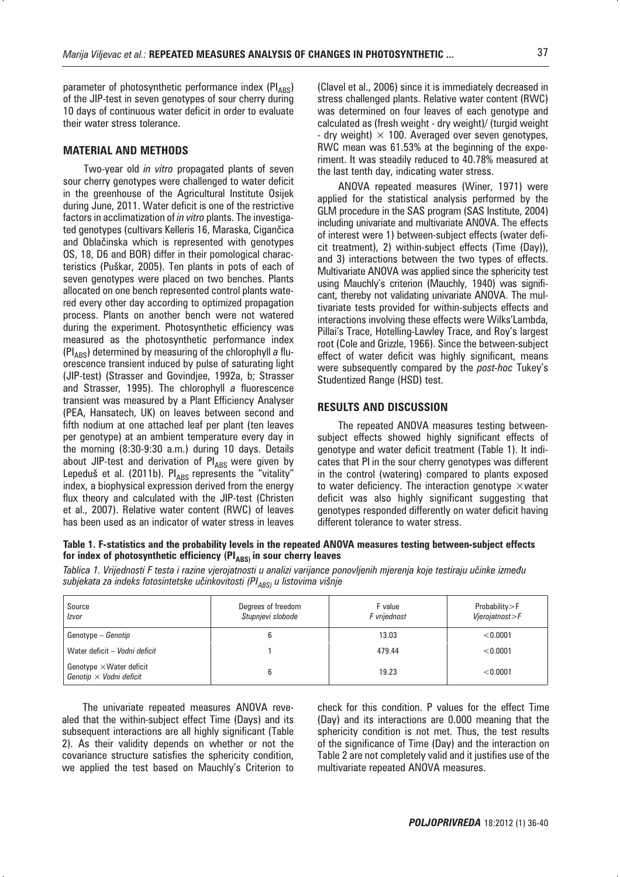parameter of photosynthetic performance index ($PI_{ABS}$) of the JIP-test in seven genotypes of sour cherry during 10 days of continuous water deficit in order to evaluate their water stress tolerance.

## MATERIAL AND METHODS

Two-year old *in vitro* propagated plants of seven sour cherry genotypes were challenged to water deficit in the greenhouse of the Agricultural Institute Osijek during June, 2011. Water deficit is one of the restrictive factors in acclimatization of *in vitro* plants. The investigated genotypes (cultivars Kelleris 16, Maraska, Cigančica and Oblačinska which is represented with genotypes OS, 18, D6 and BOR) differ in their pomological characteristics (Puškar, 2005). Ten plants in pots of each of seven genotypes were placed on two benches. Plants allocated on one bench represented control plants watered every other day according to optimized propagation process. Plants on another bench were not watered during the experiment. Photosynthetic efficiency was measured as the photosynthetic performance index ($PI_{ABS}$) determined by measuring of the chlorophyll *a* fluorescence transient induced by pulse of saturating light (JIP-test) (Strasser and Govindjee, 1992a, b; Strasser and Strasser, 1995). The chlorophyll *a* fluorescence transient was measured by a Plant Efficiency Analyser (PEA, Hansatech, UK) on leaves between second and fifth nodium at one attached leaf per plant (ten leaves per genotype) at an ambient temperature every day in the morning (8:30-9:30 a.m.) during 10 days. Details about JIP-test and derivation of $PI_{ABS}$ were given by Lepeduš et al. (2011b). $PI_{ABS}$ represents the "vitality" index, a biophysical expression derived from the energy flux theory and calculated with the JIP-test (Christen et al., 2007). Relative water content (RWC) of leaves has been used as an indicator of water stress in leaves (Clavel et al., 2006) since it is immediately decreased in stress challenged plants. Relative water content (RWC) was determined on four leaves of each genotype and calculated as (fresh weight - dry weight)/ (turgid weight - dry weight) $\times$ 100. Averaged over seven genotypes, RWC mean was 61.53% at the beginning of the experiment. It was steadily reduced to 40.78% measured at the last tenth day, indicating water stress.

ANOVA repeated measures (Winer, 1971) were applied for the statistical analysis performed by the GLM procedure in the SAS program (SAS Institute, 2004) including univariate and multivariate ANOVA. The effects of interest were 1) between-subject effects (water deficit treatment), 2) within-subject effects (Time (Day)), and 3) interactions between the two types of effects. Multivariate ANOVA was applied since the sphericity test using Mauchly's criterion (Mauchly, 1940) was significant, thereby not validating univariate ANOVA. The multivariate tests provided for within-subjects effects and interactions involving these effects were Wilks'Lambda, Pillai's Trace, Hotelling-Lawley Trace, and Roy's largest root (Cole and Grizzle, 1966). Since the between-subject effect of water deficit was highly significant, means were subsequently compared by the *post-hoc* Tukey's Studentized Range (HSD) test.

## RESULTS AND DISCUSSION

The repeated ANOVA measures testing between-subject effects showed highly significant effects of genotype and water deficit treatment (Table 1). It indicates that PI in the sour cherry genotypes was different in the control (watering) compared to plants exposed to water deficiency. The interaction genotype $\times$water deficit was also highly significant suggesting that genotypes responded differently on water deficit having different tolerance to water stress.

**Table 1. F-statistics and the probability levels in the repeated ANOVA measures testing between-subject effects for index of photosynthetic efficiency ($PI_{ABS}$) in sour cherry leaves**

*Tablica 1. Vrijednosti F testa i razine vjerojatnosti u analizi varijance ponovljenih mjerenja koje testiraju učinke između subjekata za indeks fotosintetske učinkovitosti ($PI_{ABS}$) u listovima višnje*

| Source<br>*Izvor* | Degrees of freedom<br>*Stupnjevi slobode* | F value<br>*F vrijednost* | Probability>F<br>*Vjerojatnost>F* |
|---|---|---|---|
| Genotype – *Genotip* | 6 | 13.03 | <0.0001 |
| Water deficit – *Vodni deficit* | 1 | 479.44 | <0.0001 |
| Genotype $\times$Water deficit<br>*Genotip $\times$ Vodni deficit* | 6 | 19.23 | <0.0001 |

The univariate repeated measures ANOVA revealed that the within-subject effect Time (Days) and its subsequent interactions are all highly significant (Table 2). As their validity depends on whether or not the covariance structure satisfies the sphericity condition, we applied the test based on Mauchly's Criterion to check for this condition. P values for the effect Time (Day) and its interactions are 0.000 meaning that the sphericity condition is not met. Thus, the test results of the significance of Time (Day) and the interaction on Table 2 are not completely valid and it justifies use of the multivariate repeated ANOVA measures.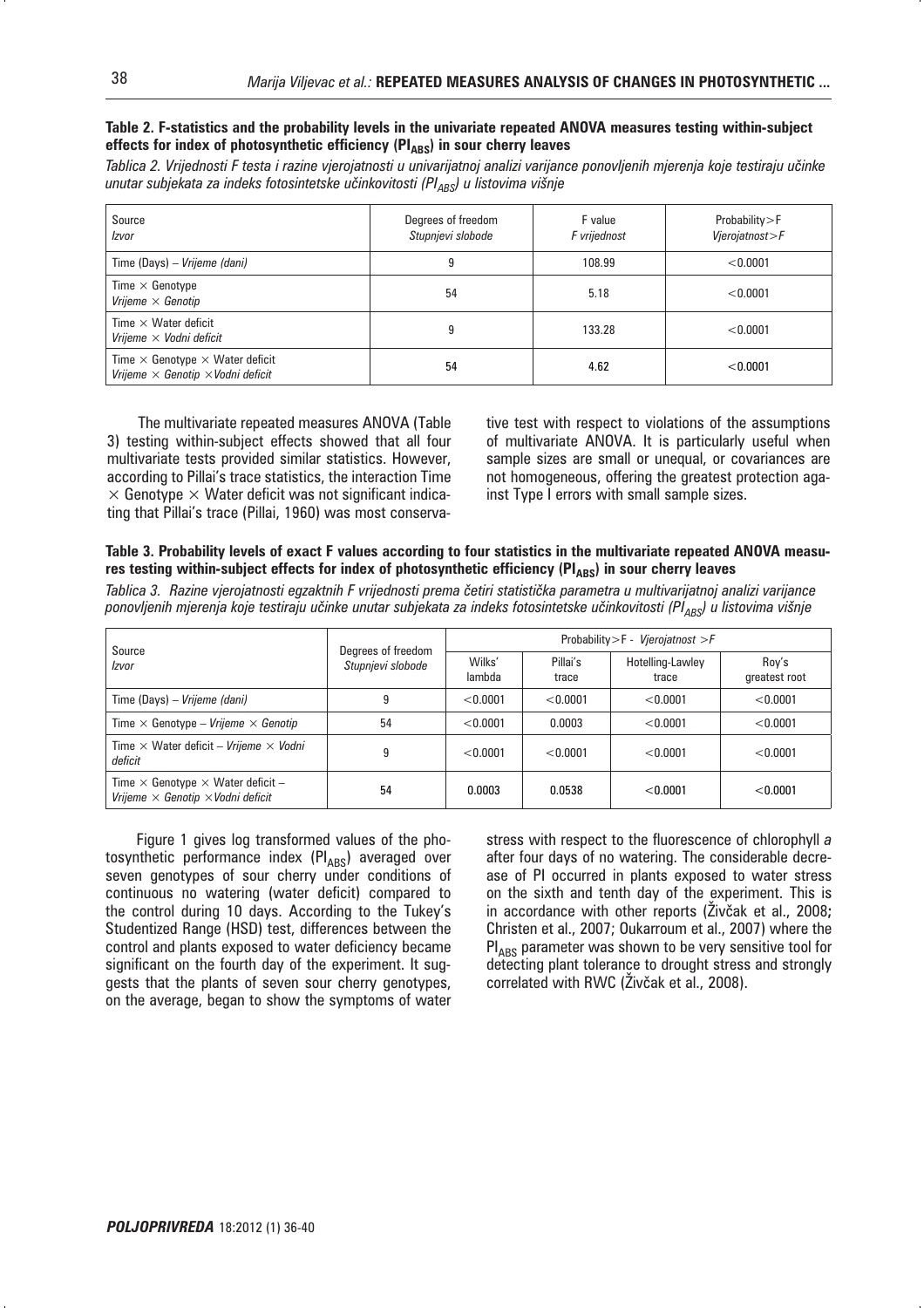**Table 2. F-statistics and the probability levels in the univariate repeated ANOVA measures testing within-subject effects for index of photosynthetic efficiency ($PI_{ABS}$) in sour cherry leaves**

*Tablica 2. Vrijednosti F testa i razine vjerojatnosti u univarijatnoj analizi varijance ponovljenih mjerenja koje testiraju učinke unutar subjekata za indeks fotosintetske učinkovitosti ($PI_{ABS}$) u listovima višnje*

| Source<br>*Izvor* | Degrees of freedom<br>*Stupnjevi slobode* | F value<br>*F vrijednost* | Probability>F<br>*Vjerojatnost>F* |
|---|---|---|---|
| Time (Days) – *Vrijeme (dani)* | 9 | 108.99 | <0.0001 |
| Time × Genotype<br>*Vrijeme × Genotip* | 54 | 5.18 | <0.0001 |
| Time × Water deficit<br>*Vrijeme × Vodni deficit* | 9 | 133.28 | <0.0001 |
| Time × Genotype × Water deficit<br>*Vrijeme × Genotip × Vodni deficit* | 54 | 4.62 | <0.0001 |

The multivariate repeated measures ANOVA (Table 3) testing within-subject effects showed that all four multivariate tests provided similar statistics. However, according to Pillai's trace statistics, the interaction Time × Genotype × Water deficit was not significant indicating that Pillai's trace (Pillai, 1960) was most conservative test with respect to violations of the assumptions of multivariate ANOVA. It is particularly useful when sample sizes are small or unequal, or covariances are not homogeneous, offering the greatest protection against Type I errors with small sample sizes.

**Table 3. Probability levels of exact F values according to four statistics in the multivariate repeated ANOVA measures testing within-subject effects for index of photosynthetic efficiency ($PI_{ABS}$) in sour cherry leaves**

*Tablica 3. Razine vjerojatnosti egzaktnih F vrijednosti prema četiri statistička parametra u multivarijatnoj analizi varijance ponovljenih mjerenja koje testiraju učinke unutar subjekata za indeks fotosintetske učinkovitosti ($PI_{ABS}$) u listovima višnje*

| Source<br>*Izvor* | Degrees of freedom<br>*Stupnjevi slobode* | Probability>F - *Vjerojatnost >F* | | | |
|---|---|---|---|---|---|
| | | Wilks' lambda | Pillai's trace | Hotelling-Lawley trace | Roy's greatest root |
| Time (Days) – *Vrijeme (dani)* | 9 | <0.0001 | <0.0001 | <0.0001 | <0.0001 |
| Time × Genotype – *Vrijeme × Genotip* | 54 | <0.0001 | 0.0003 | <0.0001 | <0.0001 |
| Time × Water deficit – *Vrijeme × Vodni deficit* | 9 | <0.0001 | <0.0001 | <0.0001 | <0.0001 |
| Time × Genotype × Water deficit – *Vrijeme × Genotip × Vodni deficit* | 54 | 0.0003 | 0.0538 | <0.0001 | <0.0001 |

Figure 1 gives log transformed values of the photosynthetic performance index ($PI_{ABS}$) averaged over seven genotypes of sour cherry under conditions of continuous no watering (water deficit) compared to the control during 10 days. According to the Tukey's Studentized Range (HSD) test, differences between the control and plants exposed to water deficiency became significant on the fourth day of the experiment. It suggests that the plants of seven sour cherry genotypes, on the average, began to show the symptoms of water stress with respect to the fluorescence of chlorophyll *a* after four days of no watering. The considerable decrease of PI occurred in plants exposed to water stress on the sixth and tenth day of the experiment. This is in accordance with other reports (Živčak et al., 2008; Christen et al., 2007; Oukarroum et al., 2007) where the $PI_{ABS}$ parameter was shown to be very sensitive tool for detecting plant tolerance to drought stress and strongly correlated with RWC (Živčak et al., 2008).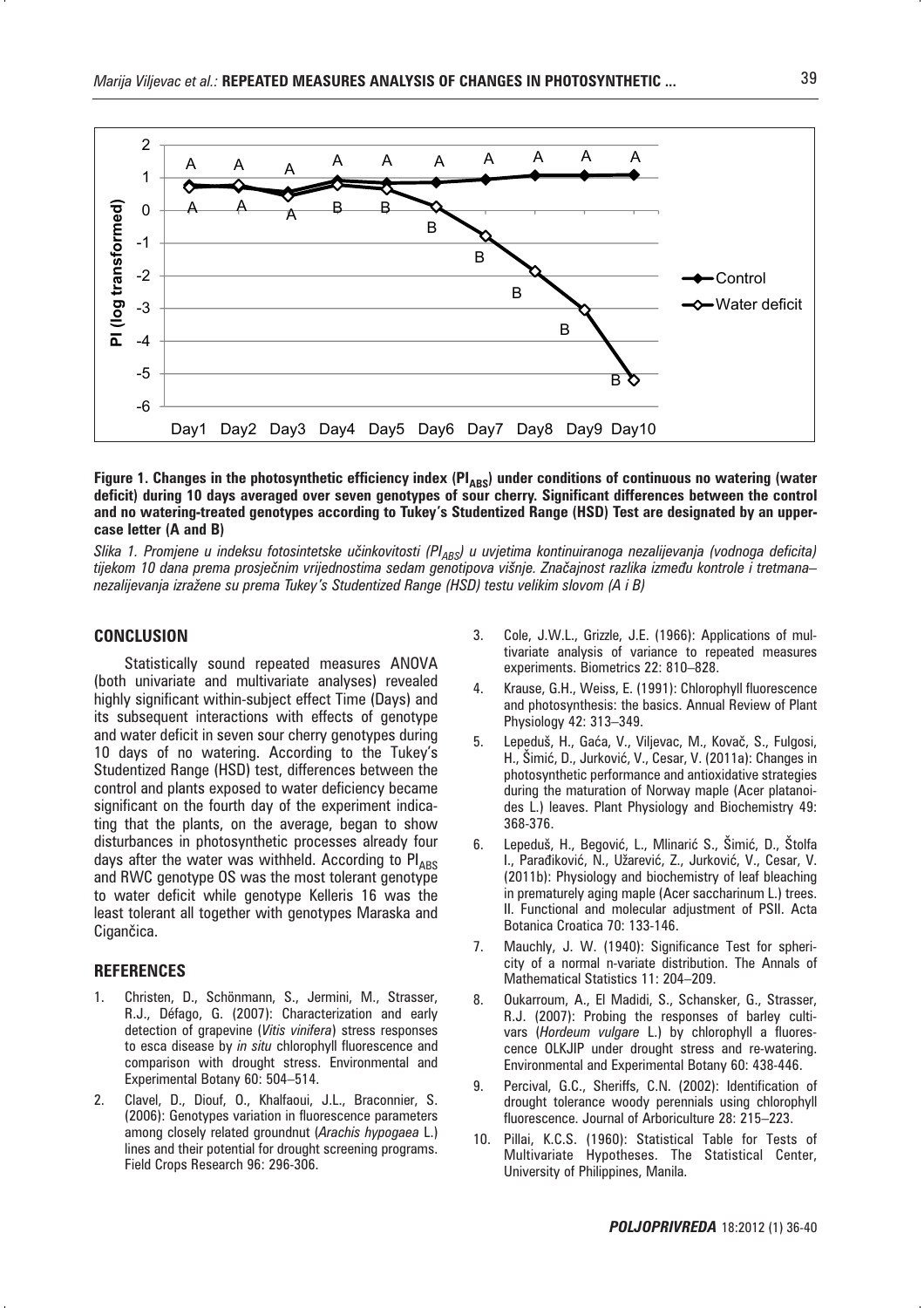**Figure 1. Changes in the photosynthetic efficiency index ($PI_{ABS}$) under conditions of continuous no watering (water deficit) during 10 days averaged over seven genotypes of sour cherry. Significant differences between the control and no watering-treated genotypes according to Tukey's Studentized Range (HSD) Test are designated by an upper-case letter (A and B)**

*Slika 1. Promjene u indeksu fotosintetske učinkovitosti ($PI_{ABS}$) u uvjetima kontinuiranoga nezalijevanja (vodnoga deficita) tijekom 10 dana prema prosječnim vrijednostima sedam genotipova višnje. Značajnost razlika između kontrole i tretmana–nezalijevanja izražene su prema Tukey's Studentized Range (HSD) testu velikim slovom (A i B)*

## CONCLUSION

Statistically sound repeated measures ANOVA (both univariate and multivariate analyses) revealed highly significant within-subject effect Time (Days) and its subsequent interactions with effects of genotype and water deficit in seven sour cherry genotypes during 10 days of no watering. According to the Tukey's Studentized Range (HSD) test, differences between the control and plants exposed to water deficiency became significant on the fourth day of the experiment indicating that the plants, on the average, began to show disturbances in photosynthetic processes already four days after the water was withheld. According to $PI_{ABS}$ and RWC genotype OS was the most tolerant genotype to water deficit while genotype Kelleris 16 was the least tolerant all together with genotypes Maraska and Cigančica.

## REFERENCES

1. Christen, D., Schönmann, S., Jermini, M., Strasser, R.J., Défago, G. (2007): Characterization and early detection of grapevine (*Vitis vinifera*) stress responses to esca disease by *in situ* chlorophyll fluorescence and comparison with drought stress. Environmental and Experimental Botany 60: 504–514.
2. Clavel, D., Diouf, O., Khalfaoui, J.L., Braconnier, S. (2006): Genotypes variation in fluorescence parameters among closely related groundnut (*Arachis hypogaea* L.) lines and their potential for drought screening programs. Field Crops Research 96: 296-306.
3. Cole, J.W.L., Grizzle, J.E. (1966): Applications of multivariate analysis of variance to repeated measures experiments. Biometrics 22: 810–828.
4. Krause, G.H., Weiss, E. (1991): Chlorophyll fluorescence and photosynthesis: the basics. Annual Review of Plant Physiology 42: 313–349.
5. Lepeduš, H., Gaća, V., Viljevac, M., Kovač, S., Fulgosi, H., Šimić, D., Jurković, V., Cesar, V. (2011a): Changes in photosynthetic performance and antioxidative strategies during the maturation of Norway maple (Acer platanoides L.) leaves. Plant Physiology and Biochemistry 49: 368-376.
6. Lepeduš, H., Begović, L., Mlinarić S., Šimić, D., Štolfa I., Parađiković, N., Užarević, Z., Jurković, V., Cesar, V. (2011b): Physiology and biochemistry of leaf bleaching in prematurely aging maple (Acer saccharinum L.) trees. II. Functional and molecular adjustment of PSII. Acta Botanica Croatica 70: 133-146.
7. Mauchly, J. W. (1940): Significance Test for sphericity of a normal n-variate distribution. The Annals of Mathematical Statistics 11: 204–209.
8. Oukarroum, A., El Madidi, S., Schansker, G., Strasser, R.J. (2007): Probing the responses of barley cultivars (*Hordeum vulgare* L.) by chlorophyll a fluorescence OLKJIP under drought stress and re-watering. Environmental and Experimental Botany 60: 438-446.
9. Percival, G.C., Sheriffs, C.N. (2002): Identification of drought tolerance woody perennials using chlorophyll fluorescence. Journal of Arboriculture 28: 215–223.
10. Pillai, K.C.S. (1960): Statistical Table for Tests of Multivariate Hypotheses. The Statistical Center, University of Philippines, Manila.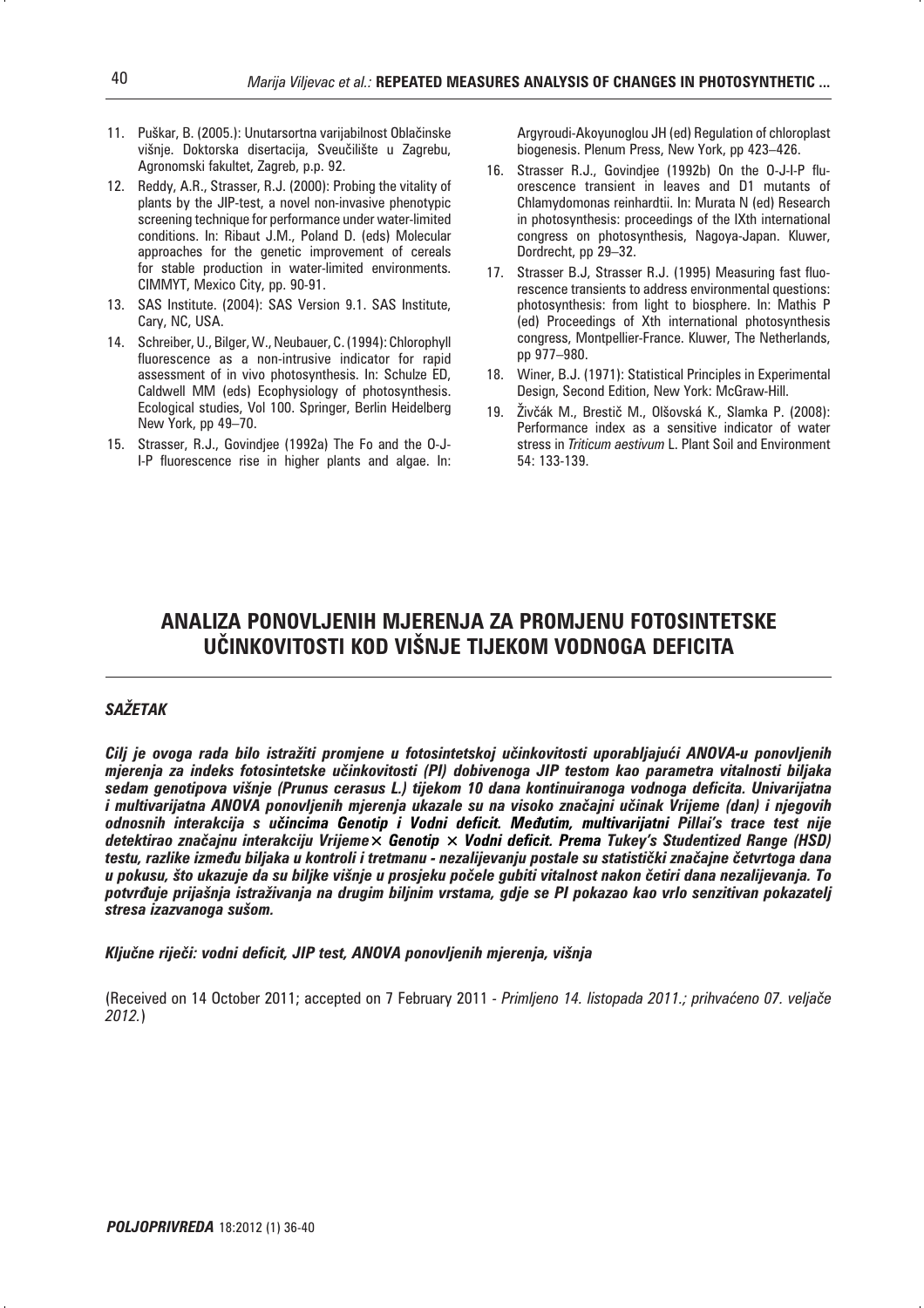11. Puškar, B. (2005.): Unutarsortna varijabilnost Oblačinske višnje. Doktorska disertacija, Sveučilište u Zagrebu, Agronomski fakultet, Zagreb, p.p. 92.
12. Reddy, A.R., Strasser, R.J. (2000): Probing the vitality of plants by the JIP-test, a novel non-invasive phenotypic screening technique for performance under water-limited conditions. In: Ribaut J.M., Poland D. (eds) Molecular approaches for the genetic improvement of cereals for stable production in water-limited environments. CIMMYT, Mexico City, pp. 90-91.
13. SAS Institute. (2004): SAS Version 9.1. SAS Institute, Cary, NC, USA.
14. Schreiber, U., Bilger, W., Neubauer, C. (1994): Chlorophyll fluorescence as a non-intrusive indicator for rapid assessment of in vivo photosynthesis. In: Schulze ED, Caldwell MM (eds) Ecophysiology of photosynthesis. Ecological studies, Vol 100. Springer, Berlin Heidelberg New York, pp 49–70.
15. Strasser, R.J., Govindjee (1992a) The Fo and the O-J-I-P fluorescence rise in higher plants and algae. In: Argyroudi-Akoyunoglou JH (ed) Regulation of chloroplast biogenesis. Plenum Press, New York, pp 423–426.
16. Strasser R.J., Govindjee (1992b) On the O-J-I-P fluorescence transient in leaves and D1 mutants of Chlamydomonas reinhardtii. In: Murata N (ed) Research in photosynthesis: proceedings of the IXth international congress on photosynthesis, Nagoya-Japan. Kluwer, Dordrecht, pp 29–32.
17. Strasser B.J, Strasser R.J. (1995) Measuring fast fluorescence transients to address environmental questions: photosynthesis: from light to biosphere. In: Mathis P (ed) Proceedings of Xth international photosynthesis congress, Montpellier-France. Kluwer, The Netherlands, pp 977–980.
18. Winer, B.J. (1971): Statistical Principles in Experimental Design, Second Edition, New York: McGraw-Hill.
19. Živčák M., Brestič M., Olšovská K., Slamka P. (2008): Performance index as a sensitive indicator of water stress in *Triticum aestivum* L. Plant Soil and Environment 54: 133-139.

# ANALIZA PONOVLJENIH MJERENJA ZA PROMJENU FOTOSINTETSKE UČINKOVITOSTI KOD VIŠNJE TIJEKOM VODNOGA DEFICITA

## SAŽETAK

***Cilj je ovoga rada bilo istražiti promjene u fotosintetskoj učinkovitosti uporabljajući ANOVA-u ponovljenih mjerenja za indeks fotosintetske učinkovitosti (PI) dobivenoga JIP testom kao parametra vitalnosti biljaka sedam genotipova višnje (Prunus cerasus L.) tijekom 10 dana kontinuiranoga vodnoga deficita. Univarijatna i multivarijatna ANOVA ponovljenih mjerenja ukazale su na visoko značajni učinak Vrijeme (dan) i njegovih odnosnih interakcija s učincima Genotip i Vodni deficit. Međutim, multivarijatni Pillai's trace test nije detektirao značajnu interakciju Vrijeme× Genotip × Vodni deficit. Prema Tukey's Studentized Range (HSD) testu, razlike između biljaka u kontroli i tretmanu - nezalijevanju postale su statistički značajne četvrtoga dana u pokusu, što ukazuje da su biljke višnje u prosjeku počele gubiti vitalnost nakon četiri dana nezalijevanja. To potvrđuje prijašnja istraživanja na drugim biljnim vrstama, gdje se PI pokazao kao vrlo senzitivan pokazatelj stresa izazvanoga sušom.***

***Ključne riječi: vodni deficit, JIP test, ANOVA ponovljenih mjerenja, višnja***

(Received on 14 October 2011; accepted on 7 February 2011 - *Primljeno 14. listopada 2011.; prihvaćeno 07. veljače 2012.*)